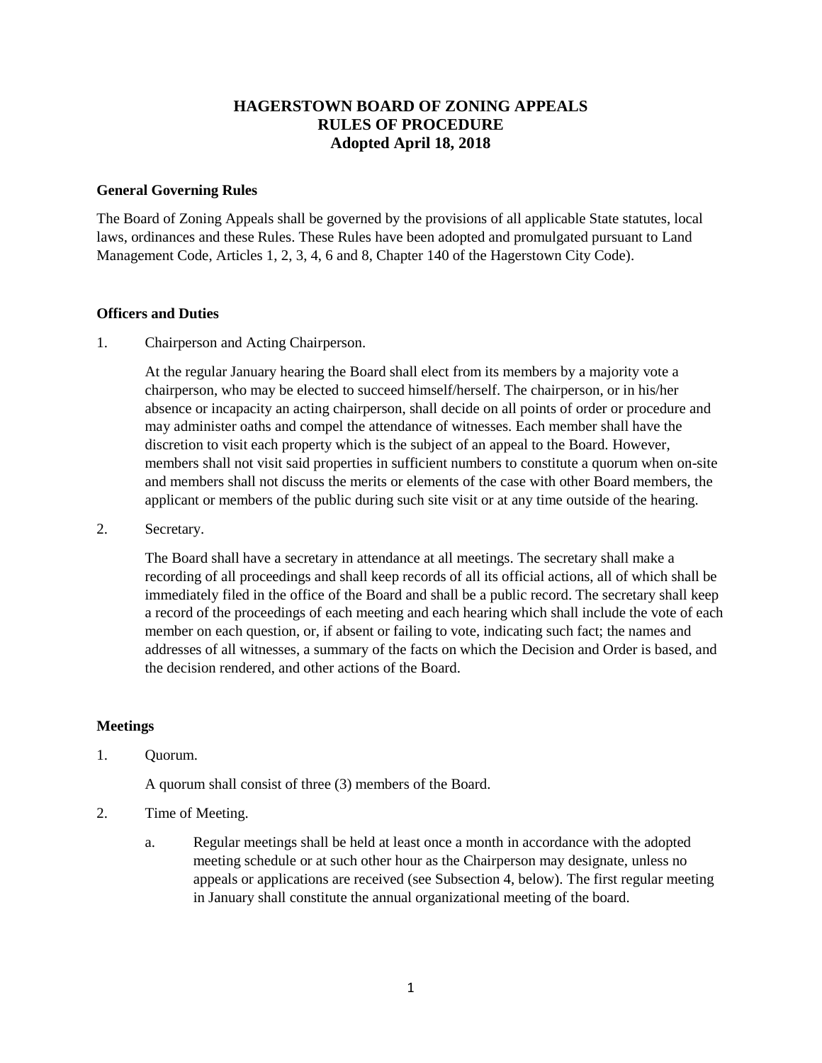# HAGERSTOWN BOARD OF ZONING APPEALS
# RULES OF PROCEDURE
# Adopted April 18, 2018

**General Governing Rules**

The Board of Zoning Appeals shall be governed by the provisions of all applicable State statutes, local laws, ordinances and these Rules. These Rules have been adopted and promulgated pursuant to Land Management Code, Articles 1, 2, 3, 4, 6 and 8, Chapter 140 of the Hagerstown City Code).

**Officers and Duties**

1. Chairperson and Acting Chairperson.

   At the regular January hearing the Board shall elect from its members by a majority vote a chairperson, who may be elected to succeed himself/herself. The chairperson, or in his/her absence or incapacity an acting chairperson, shall decide on all points of order or procedure and may administer oaths and compel the attendance of witnesses. Each member shall have the discretion to visit each property which is the subject of an appeal to the Board. However, members shall not visit said properties in sufficient numbers to constitute a quorum when on-site and members shall not discuss the merits or elements of the case with other Board members, the applicant or members of the public during such site visit or at any time outside of the hearing.

2. Secretary.

   The Board shall have a secretary in attendance at all meetings. The secretary shall make a recording of all proceedings and shall keep records of all its official actions, all of which shall be immediately filed in the office of the Board and shall be a public record. The secretary shall keep a record of the proceedings of each meeting and each hearing which shall include the vote of each member on each question, or, if absent or failing to vote, indicating such fact; the names and addresses of all witnesses, a summary of the facts on which the Decision and Order is based, and the decision rendered, and other actions of the Board.

**Meetings**

1. Quorum.

   A quorum shall consist of three (3) members of the Board.

2. Time of Meeting.

   a. Regular meetings shall be held at least once a month in accordance with the adopted meeting schedule or at such other hour as the Chairperson may designate, unless no appeals or applications are received (see Subsection 4, below). The first regular meeting in January shall constitute the annual organizational meeting of the board.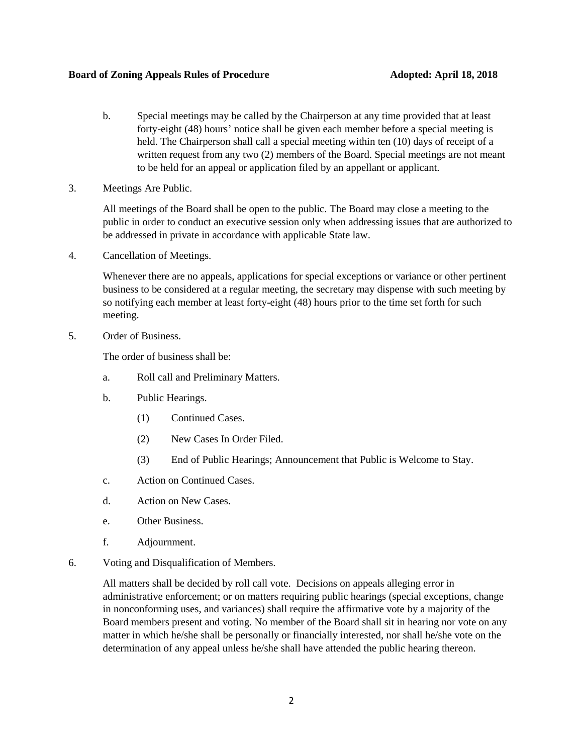b. Special meetings may be called by the Chairperson at any time provided that at least forty-eight (48) hours' notice shall be given each member before a special meeting is held. The Chairperson shall call a special meeting within ten (10) days of receipt of a written request from any two (2) members of the Board. Special meetings are not meant to be held for an appeal or application filed by an appellant or applicant.

3. Meetings Are Public.

All meetings of the Board shall be open to the public. The Board may close a meeting to the public in order to conduct an executive session only when addressing issues that are authorized to be addressed in private in accordance with applicable State law.

4. Cancellation of Meetings.

Whenever there are no appeals, applications for special exceptions or variance or other pertinent business to be considered at a regular meeting, the secretary may dispense with such meeting by so notifying each member at least forty-eight (48) hours prior to the time set forth for such meeting.

5. Order of Business.

The order of business shall be:

a. Roll call and Preliminary Matters.

b. Public Hearings.

   (1) Continued Cases.

   (2) New Cases In Order Filed.

   (3) End of Public Hearings; Announcement that Public is Welcome to Stay.

c. Action on Continued Cases.

d. Action on New Cases.

e. Other Business.

f. Adjournment.

6. Voting and Disqualification of Members.

All matters shall be decided by roll call vote. Decisions on appeals alleging error in administrative enforcement; or on matters requiring public hearings (special exceptions, change in nonconforming uses, and variances) shall require the affirmative vote by a majority of the Board members present and voting. No member of the Board shall sit in hearing nor vote on any matter in which he/she shall be personally or financially interested, nor shall he/she vote on the determination of any appeal unless he/she shall have attended the public hearing thereon.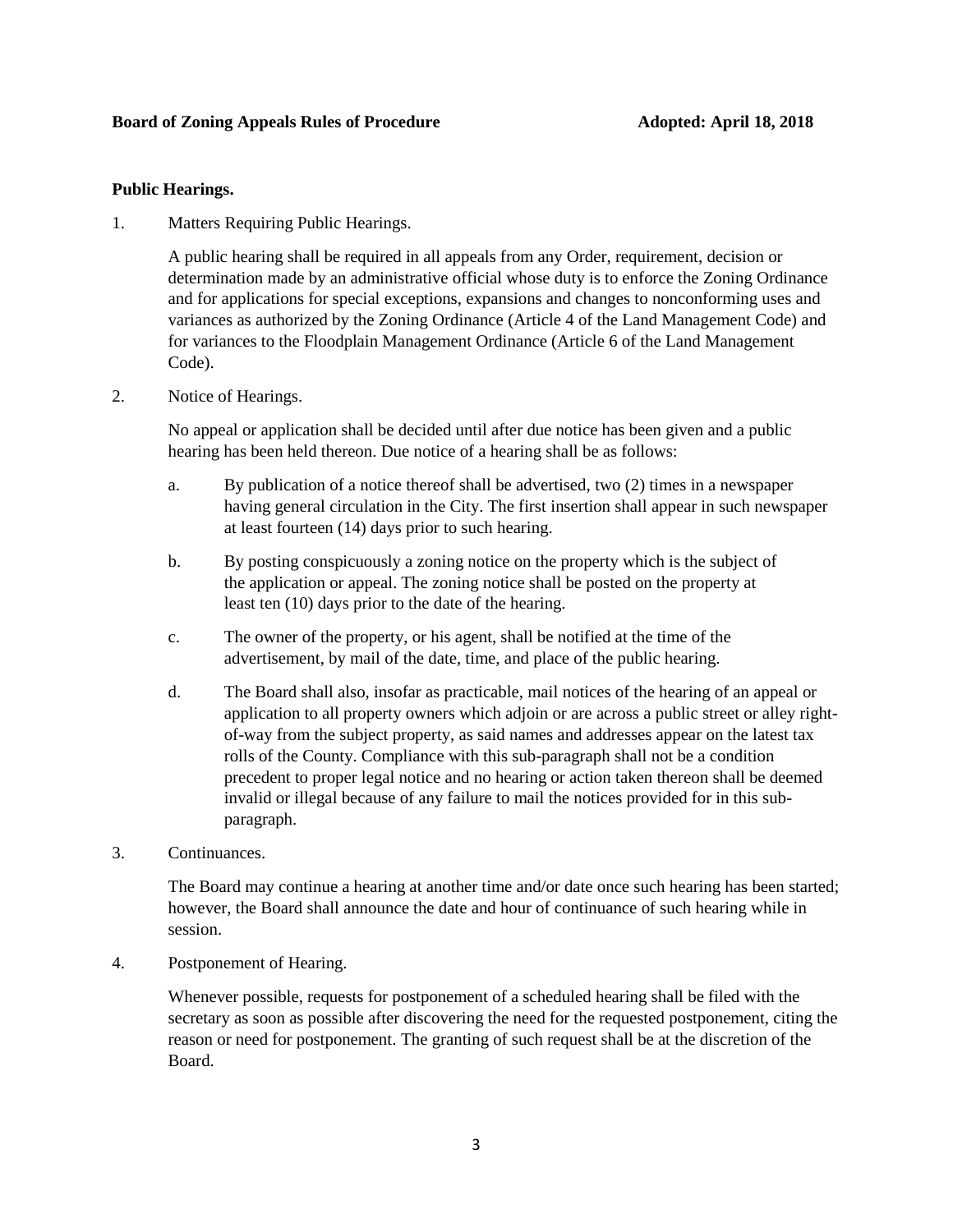**Public Hearings.**

1. Matters Requiring Public Hearings.

   A public hearing shall be required in all appeals from any Order, requirement, decision or determination made by an administrative official whose duty is to enforce the Zoning Ordinance and for applications for special exceptions, expansions and changes to nonconforming uses and variances as authorized by the Zoning Ordinance (Article 4 of the Land Management Code) and for variances to the Floodplain Management Ordinance (Article 6 of the Land Management Code).

2. Notice of Hearings.

   No appeal or application shall be decided until after due notice has been given and a public hearing has been held thereon. Due notice of a hearing shall be as follows:

   a. By publication of a notice thereof shall be advertised, two (2) times in a newspaper having general circulation in the City. The first insertion shall appear in such newspaper at least fourteen (14) days prior to such hearing.

   b. By posting conspicuously a zoning notice on the property which is the subject of the application or appeal. The zoning notice shall be posted on the property at least ten (10) days prior to the date of the hearing.

   c. The owner of the property, or his agent, shall be notified at the time of the advertisement, by mail of the date, time, and place of the public hearing.

   d. The Board shall also, insofar as practicable, mail notices of the hearing of an appeal or application to all property owners which adjoin or are across a public street or alley right-of-way from the subject property, as said names and addresses appear on the latest tax rolls of the County. Compliance with this sub-paragraph shall not be a condition precedent to proper legal notice and no hearing or action taken thereon shall be deemed invalid or illegal because of any failure to mail the notices provided for in this sub-paragraph.

3. Continuances.

   The Board may continue a hearing at another time and/or date once such hearing has been started; however, the Board shall announce the date and hour of continuance of such hearing while in session.

4. Postponement of Hearing.

   Whenever possible, requests for postponement of a scheduled hearing shall be filed with the secretary as soon as possible after discovering the need for the requested postponement, citing the reason or need for postponement. The granting of such request shall be at the discretion of the Board.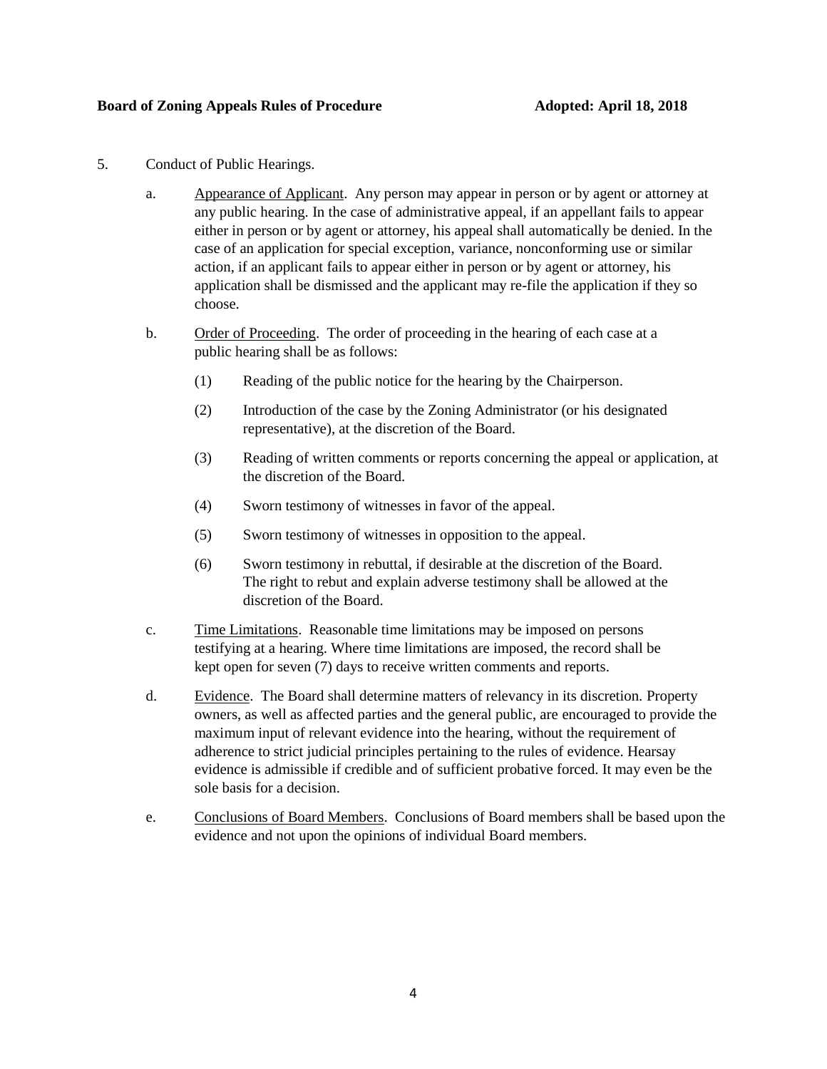5. Conduct of Public Hearings.

   a. Appearance of Applicant. Any person may appear in person or by agent or attorney at any public hearing. In the case of administrative appeal, if an appellant fails to appear either in person or by agent or attorney, his appeal shall automatically be denied. In the case of an application for special exception, variance, nonconforming use or similar action, if an applicant fails to appear either in person or by agent or attorney, his application shall be dismissed and the applicant may re-file the application if they so choose.

   b. Order of Proceeding. The order of proceeding in the hearing of each case at a public hearing shall be as follows:

      (1) Reading of the public notice for the hearing by the Chairperson.

      (2) Introduction of the case by the Zoning Administrator (or his designated representative), at the discretion of the Board.

      (3) Reading of written comments or reports concerning the appeal or application, at the discretion of the Board.

      (4) Sworn testimony of witnesses in favor of the appeal.

      (5) Sworn testimony of witnesses in opposition to the appeal.

      (6) Sworn testimony in rebuttal, if desirable at the discretion of the Board. The right to rebut and explain adverse testimony shall be allowed at the discretion of the Board.

   c. Time Limitations. Reasonable time limitations may be imposed on persons testifying at a hearing. Where time limitations are imposed, the record shall be kept open for seven (7) days to receive written comments and reports.

   d. Evidence. The Board shall determine matters of relevancy in its discretion. Property owners, as well as affected parties and the general public, are encouraged to provide the maximum input of relevant evidence into the hearing, without the requirement of adherence to strict judicial principles pertaining to the rules of evidence. Hearsay evidence is admissible if credible and of sufficient probative forced. It may even be the sole basis for a decision.

   e. Conclusions of Board Members. Conclusions of Board members shall be based upon the evidence and not upon the opinions of individual Board members.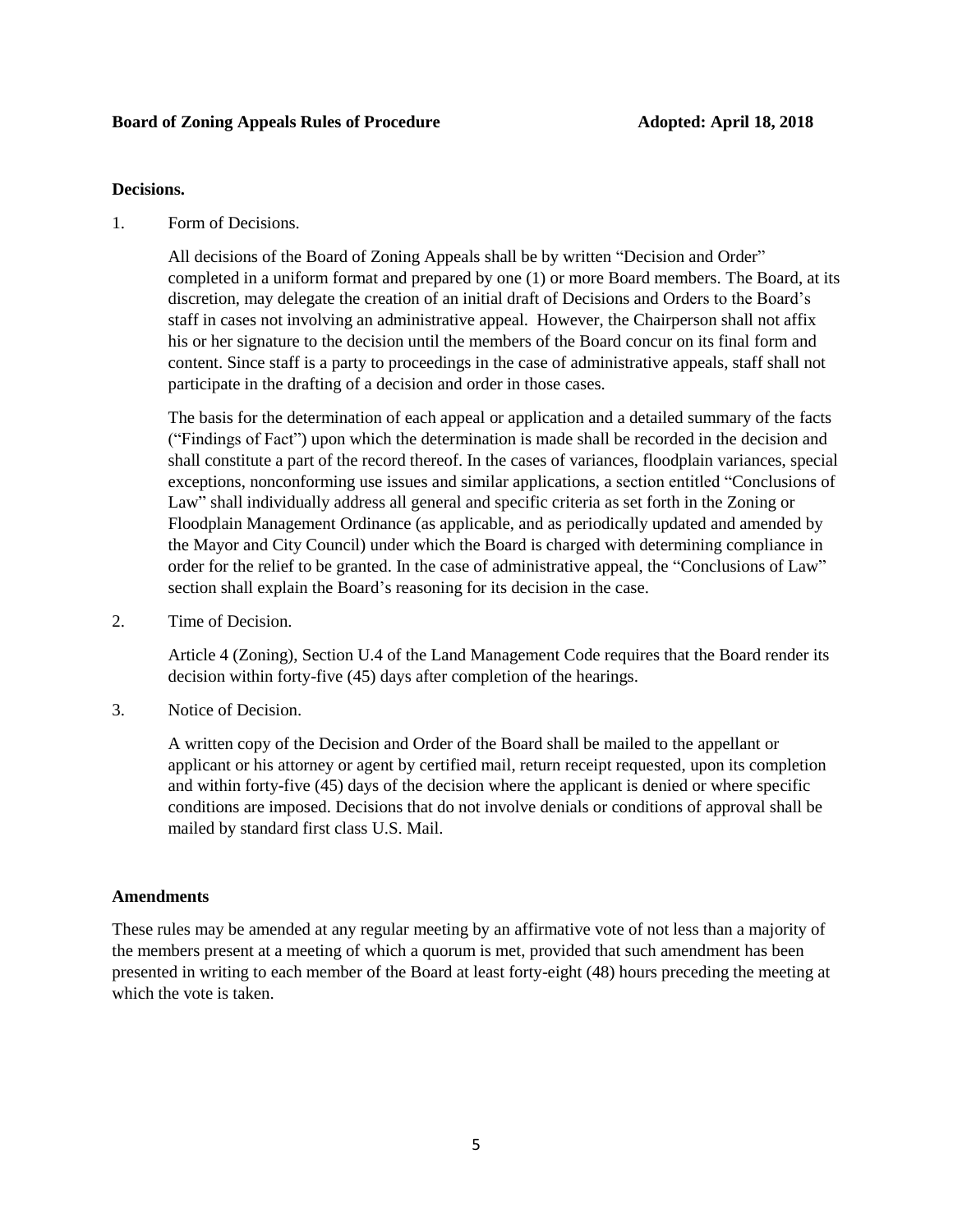**Decisions.**

1. Form of Decisions.

   All decisions of the Board of Zoning Appeals shall be by written "Decision and Order" completed in a uniform format and prepared by one (1) or more Board members. The Board, at its discretion, may delegate the creation of an initial draft of Decisions and Orders to the Board's staff in cases not involving an administrative appeal. However, the Chairperson shall not affix his or her signature to the decision until the members of the Board concur on its final form and content. Since staff is a party to proceedings in the case of administrative appeals, staff shall not participate in the drafting of a decision and order in those cases.

   The basis for the determination of each appeal or application and a detailed summary of the facts ("Findings of Fact") upon which the determination is made shall be recorded in the decision and shall constitute a part of the record thereof. In the cases of variances, floodplain variances, special exceptions, nonconforming use issues and similar applications, a section entitled "Conclusions of Law" shall individually address all general and specific criteria as set forth in the Zoning or Floodplain Management Ordinance (as applicable, and as periodically updated and amended by the Mayor and City Council) under which the Board is charged with determining compliance in order for the relief to be granted. In the case of administrative appeal, the "Conclusions of Law" section shall explain the Board's reasoning for its decision in the case.

2. Time of Decision.

   Article 4 (Zoning), Section U.4 of the Land Management Code requires that the Board render its decision within forty-five (45) days after completion of the hearings.

3. Notice of Decision.

   A written copy of the Decision and Order of the Board shall be mailed to the appellant or applicant or his attorney or agent by certified mail, return receipt requested, upon its completion and within forty-five (45) days of the decision where the applicant is denied or where specific conditions are imposed. Decisions that do not involve denials or conditions of approval shall be mailed by standard first class U.S. Mail.

**Amendments**

These rules may be amended at any regular meeting by an affirmative vote of not less than a majority of the members present at a meeting of which a quorum is met, provided that such amendment has been presented in writing to each member of the Board at least forty-eight (48) hours preceding the meeting at which the vote is taken.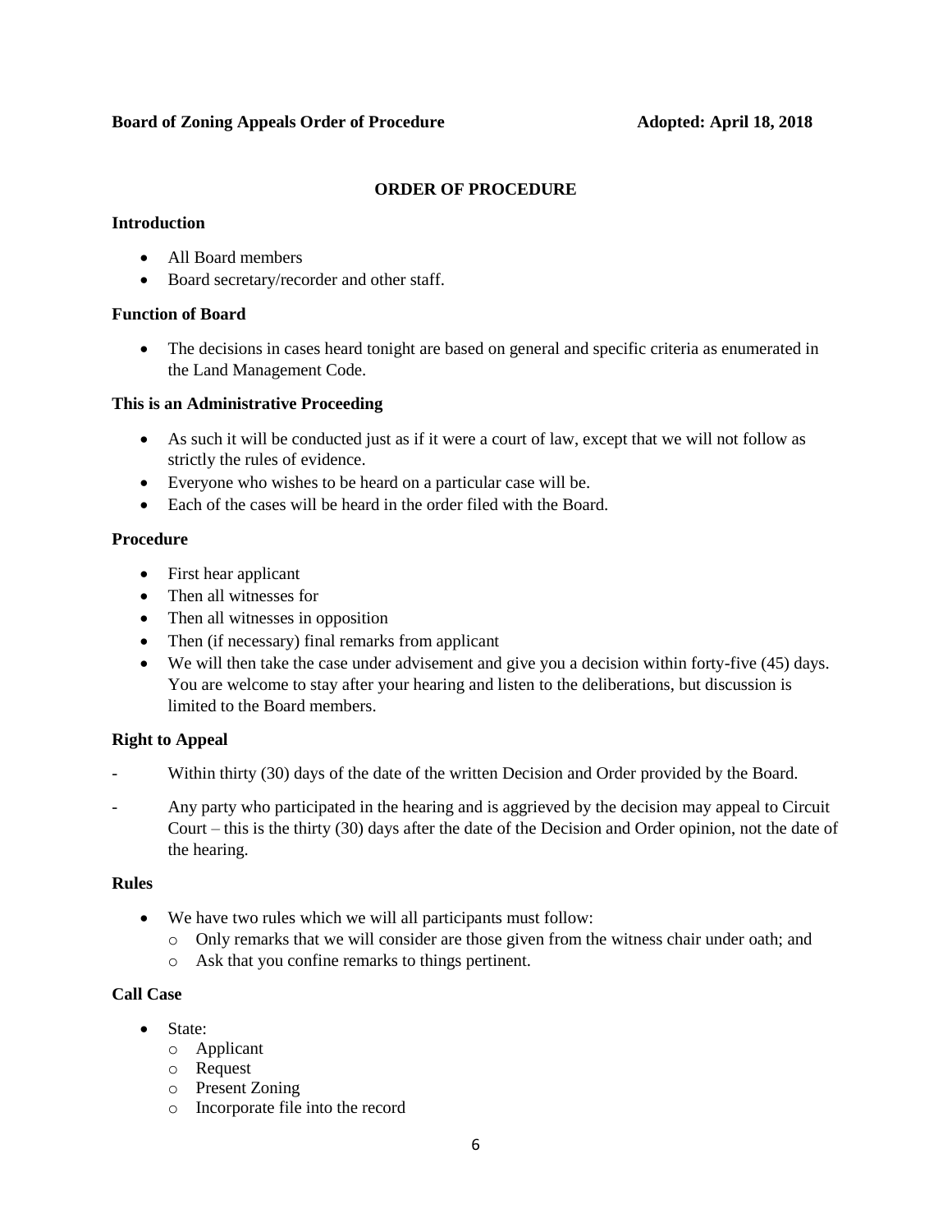**Board of Zoning Appeals Order of Procedure** **Adopted: April 18, 2018**

## ORDER OF PROCEDURE

### Introduction

- All Board members
- Board secretary/recorder and other staff.

### Function of Board

- The decisions in cases heard tonight are based on general and specific criteria as enumerated in the Land Management Code.

### This is an Administrative Proceeding

- As such it will be conducted just as if it were a court of law, except that we will not follow as strictly the rules of evidence.
- Everyone who wishes to be heard on a particular case will be.
- Each of the cases will be heard in the order filed with the Board.

### Procedure

- First hear applicant
- Then all witnesses for
- Then all witnesses in opposition
- Then (if necessary) final remarks from applicant
- We will then take the case under advisement and give you a decision within forty-five (45) days. You are welcome to stay after your hearing and listen to the deliberations, but discussion is limited to the Board members.

### Right to Appeal

- Within thirty (30) days of the date of the written Decision and Order provided by the Board.
- Any party who participated in the hearing and is aggrieved by the decision may appeal to Circuit Court – this is the thirty (30) days after the date of the Decision and Order opinion, not the date of the hearing.

### Rules

- We have two rules which we will all participants must follow:
  - Only remarks that we will consider are those given from the witness chair under oath; and
  - Ask that you confine remarks to things pertinent.

### Call Case

- State:
  - Applicant
  - Request
  - Present Zoning
  - Incorporate file into the record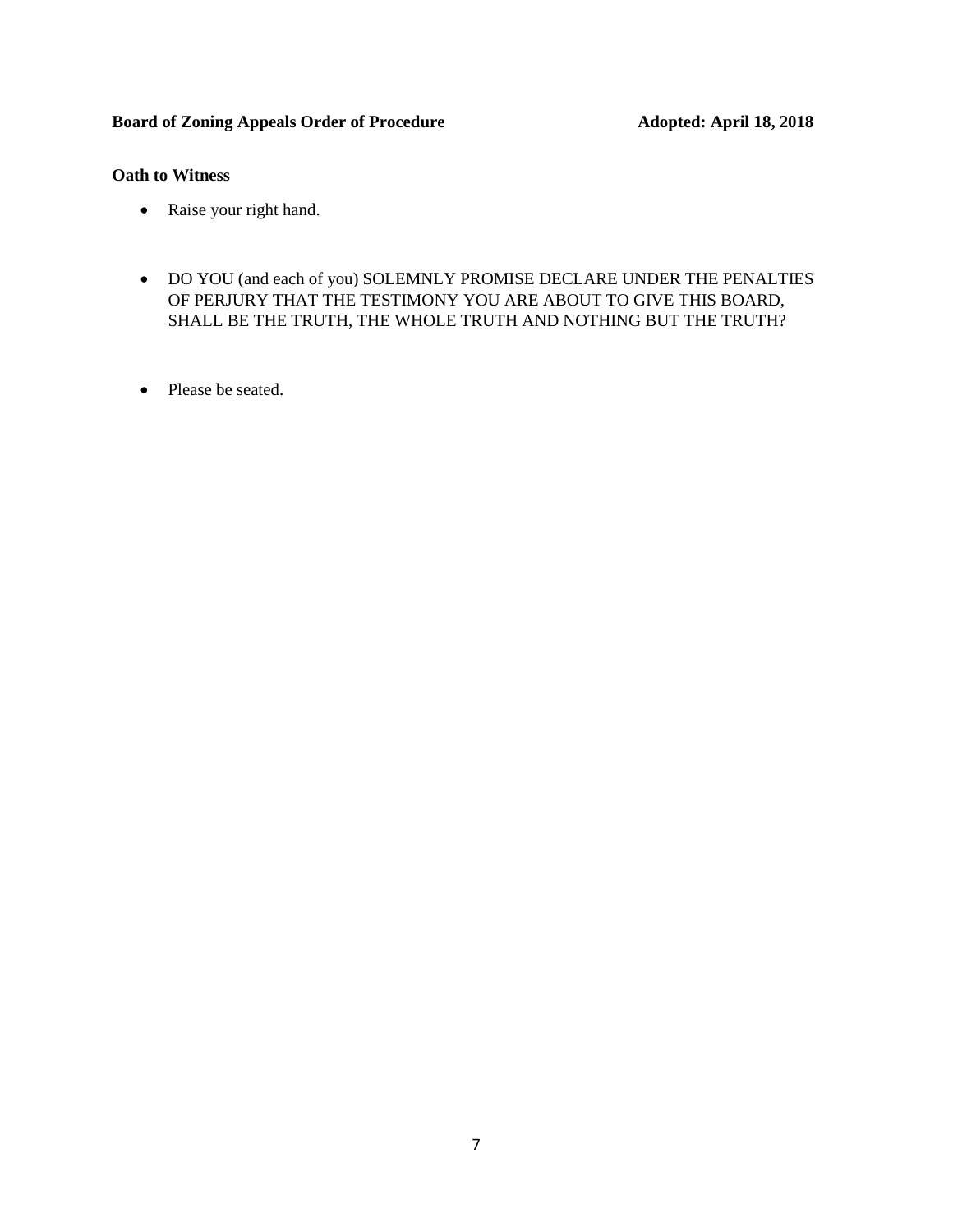## Oath to Witness

- Raise your right hand.

- DO YOU (and each of you) SOLEMNLY PROMISE DECLARE UNDER THE PENALTIES OF PERJURY THAT THE TESTIMONY YOU ARE ABOUT TO GIVE THIS BOARD, SHALL BE THE TRUTH, THE WHOLE TRUTH AND NOTHING BUT THE TRUTH?

- Please be seated.